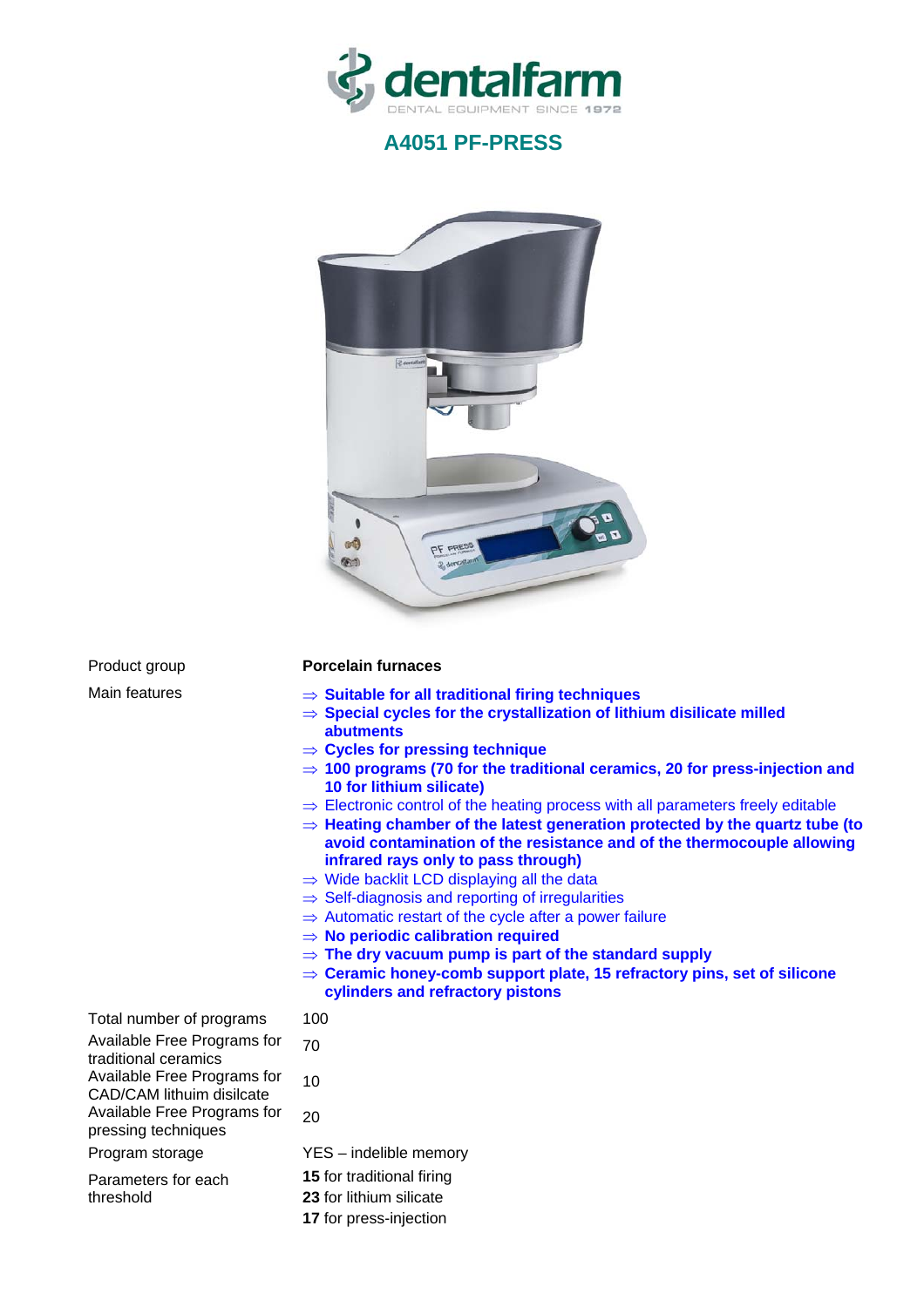dentalfarm

DENTAL EQUIPMENT SINCE 1972

# A4051 PF-PRESS

| | |
|---|---|
| Product group | **Porcelain furnaces** |
| Main features | ⇒ **Suitable for all traditional firing techniques**<br>⇒ **Special cycles for the crystallization of lithium disilicate milled abutments**<br>⇒ **Cycles for pressing technique**<br>⇒ **100 programs (70 for the traditional ceramics, 20 for press-injection and 10 for lithium silicate)**<br>⇒ Electronic control of the heating process with all parameters freely editable<br>⇒ **Heating chamber of the latest generation protected by the quartz tube (to avoid contamination of the resistance and of the thermocouple allowing infrared rays only to pass through)**<br>⇒ Wide backlit LCD displaying all the data<br>⇒ Self-diagnosis and reporting of irregularities<br>⇒ Automatic restart of the cycle after a power failure<br>⇒ **No periodic calibration required**<br>⇒ **The dry vacuum pump is part of the standard supply**<br>⇒ **Ceramic honey-comb support plate, 15 refractory pins, set of silicone cylinders and refractory pistons** |
| Total number of programs | 100 |
| Available Free Programs for traditional ceramics | 70 |
| Available Free Programs for CAD/CAM lithuim disilcate | 10 |
| Available Free Programs for pressing techniques | 20 |
| Program storage | YES – indelible memory |
| Parameters for each threshold | **15** for traditional firing<br>**23** for lithium silicate<br>**17** for press-injection |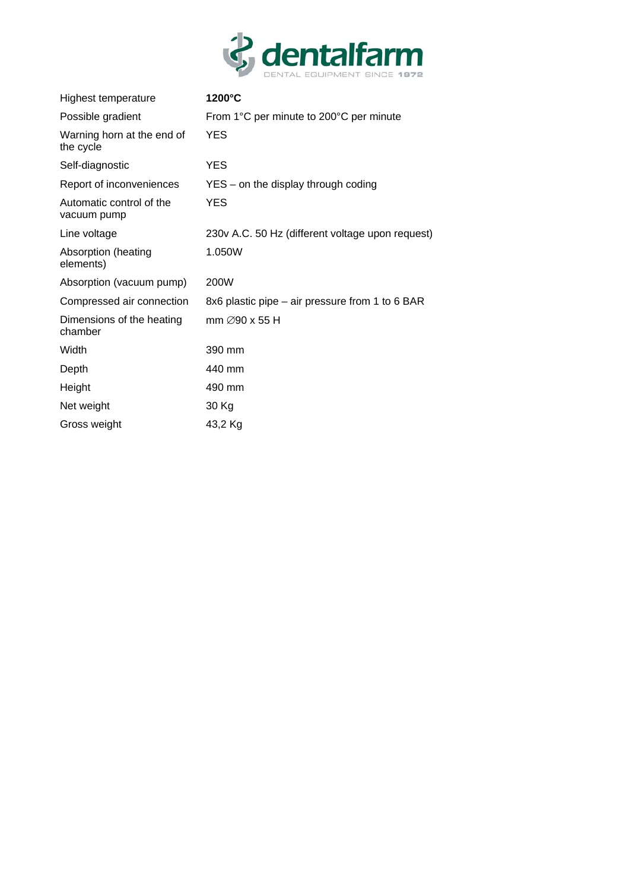dentalfarm

DENTAL EQUIPMENT SINCE 1972

| | |
|---|---|
| Highest temperature | **1200°C** |
| Possible gradient | From 1°C per minute to 200°C per minute |
| Warning horn at the end of the cycle | YES |
| Self-diagnostic | YES |
| Report of inconveniences | YES – on the display through coding |
| Automatic control of the vacuum pump | YES |
| Line voltage | 230v A.C. 50 Hz (different voltage upon request) |
| Absorption (heating elements) | 1.050W |
| Absorption (vacuum pump) | 200W |
| Compressed air connection | 8x6 plastic pipe – air pressure from 1 to 6 BAR |
| Dimensions of the heating chamber | mm ∅90 x 55 H |
| Width | 390 mm |
| Depth | 440 mm |
| Height | 490 mm |
| Net weight | 30 Kg |
| Gross weight | 43,2 Kg |